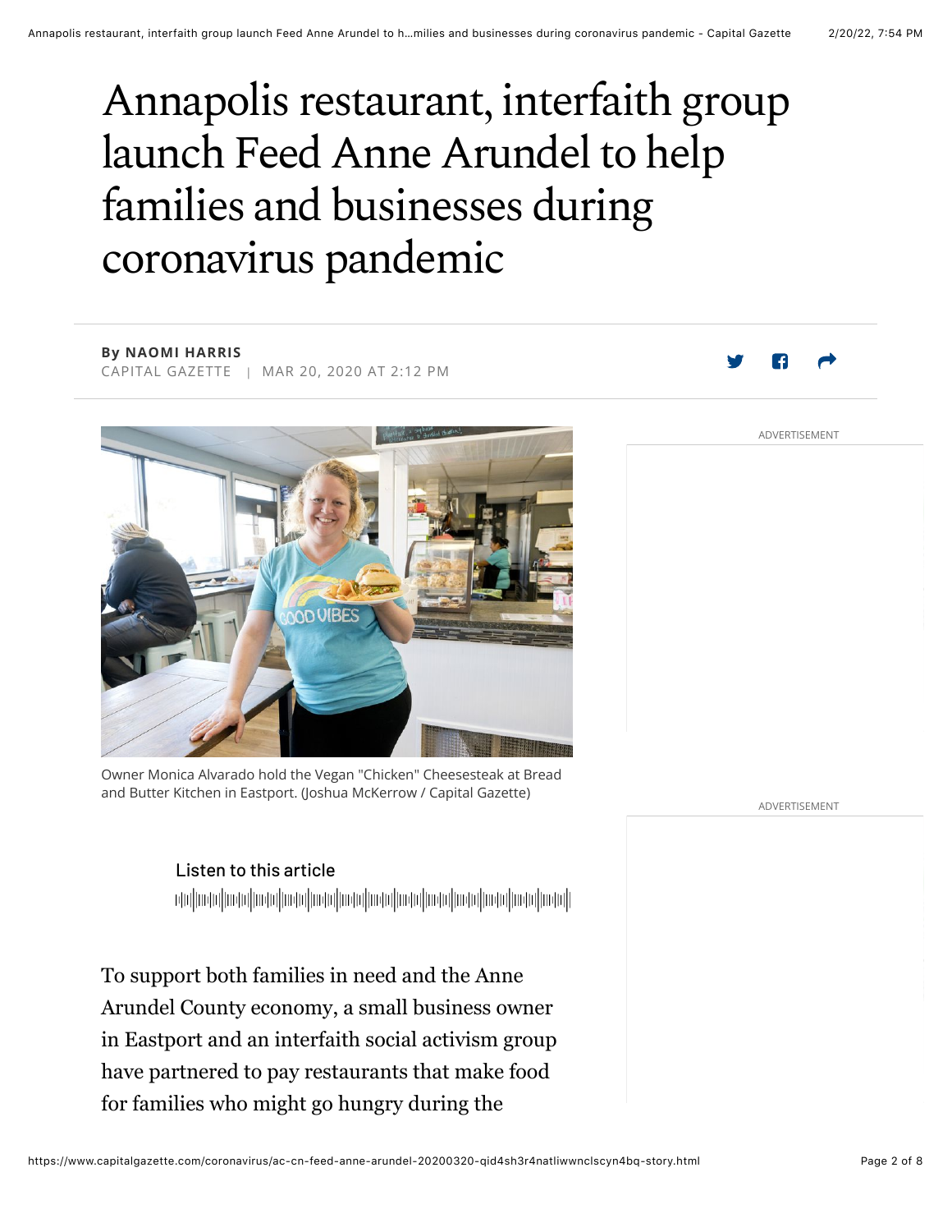# Annapolis restaurant, interfaith group launch Feed Anne Arundel to help families and businesses during coronavirus pandemic

**By NAOMI HARRIS**
CAPITAL GAZETTE | MAR 20, 2020 AT 2:12 PM

Owner Monica Alvarado hold the Vegan "Chicken" Cheesesteak at Bread and Butter Kitchen in Eastport. (Joshua McKerrow / Capital Gazette)

To support both families in need and the Anne Arundel County economy, a small business owner in Eastport and an interfaith social activism group have partnered to pay restaurants that make food for families who might go hungry during the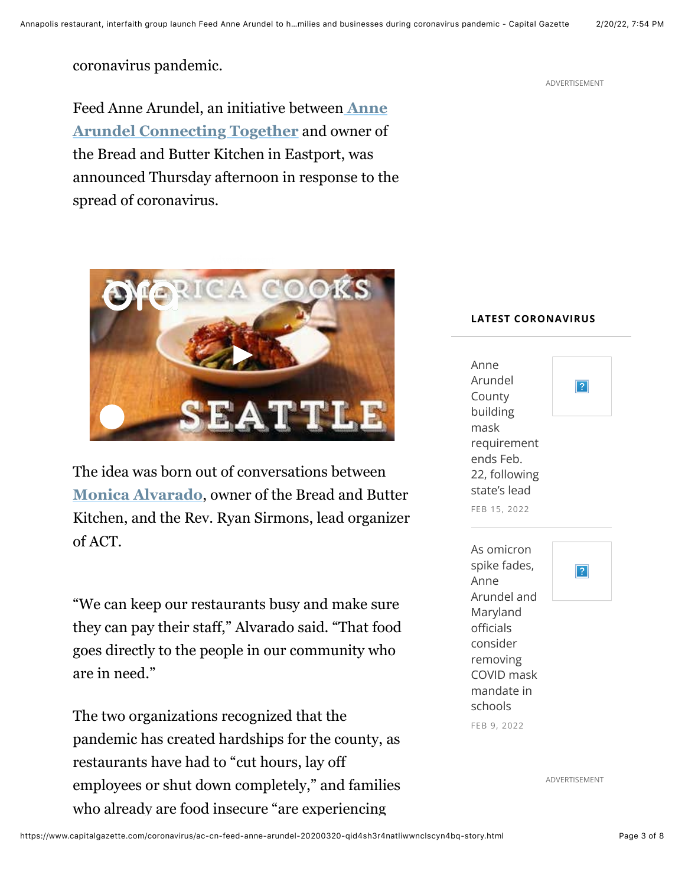coronavirus pandemic.

Feed Anne Arundel, an initiative between Anne Arundel Connecting Together and owner of the Bread and Butter Kitchen in Eastport, was announced Thursday afternoon in response to the spread of coronavirus.

The idea was born out of conversations between Monica Alvarado, owner of the Bread and Butter Kitchen, and the Rev. Ryan Sirmons, lead organizer of ACT.

"We can keep our restaurants busy and make sure they can pay their staff," Alvarado said. "That food goes directly to the people in our community who are in need."

The two organizations recognized that the pandemic has created hardships for the county, as restaurants have had to "cut hours, lay off employees or shut down completely," and families who already are food insecure "are experiencing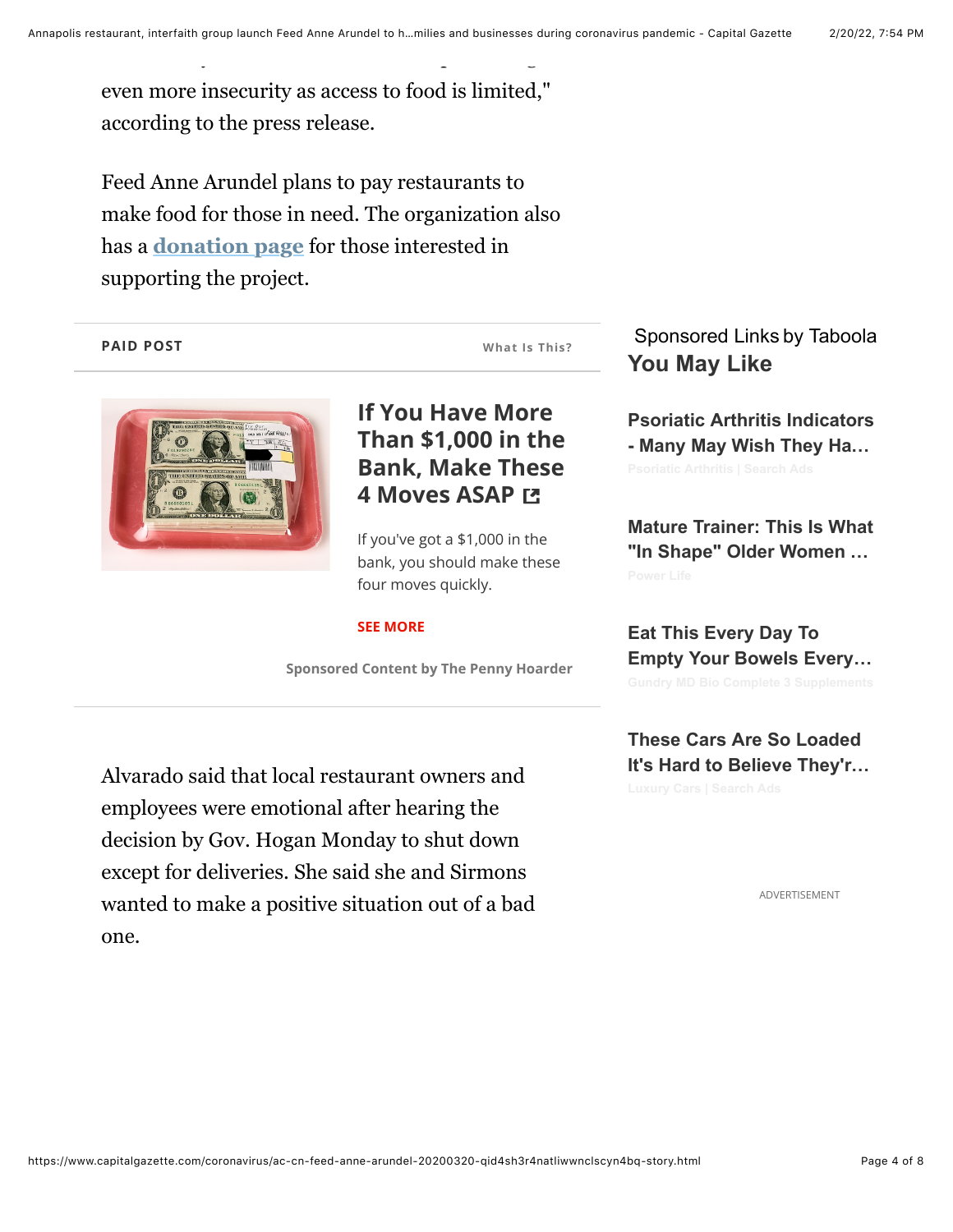even more insecurity as access to food is limited," according to the press release.

Feed Anne Arundel plans to pay restaurants to make food for those in need. The organization also has a donation page for those interested in supporting the project.

PAID POST

What Is This?

**If You Have More Than $1,000 in the Bank, Make These 4 Moves ASAP**

If you've got a $1,000 in the bank, you should make these four moves quickly.

SEE MORE

Sponsored Content by The Penny Hoarder

Alvarado said that local restaurant owners and employees were emotional after hearing the decision by Gov. Hogan Monday to shut down except for deliveries. She said she and Sirmons wanted to make a positive situation out of a bad one.

Sponsored Links by Taboola

**You May Like**

**Psoriatic Arthritis Indicators - Many May Wish They Ha…**

Psoriatic Arthritis | Search Ads

**Mature Trainer: This Is What "In Shape" Older Women …**

Power Life

**Eat This Every Day To Empty Your Bowels Every…**

Gundry MD Bio Complete 3 Supplements

**These Cars Are So Loaded It's Hard to Believe They'r…**

Luxury Cars | Search Ads

ADVERTISEMENT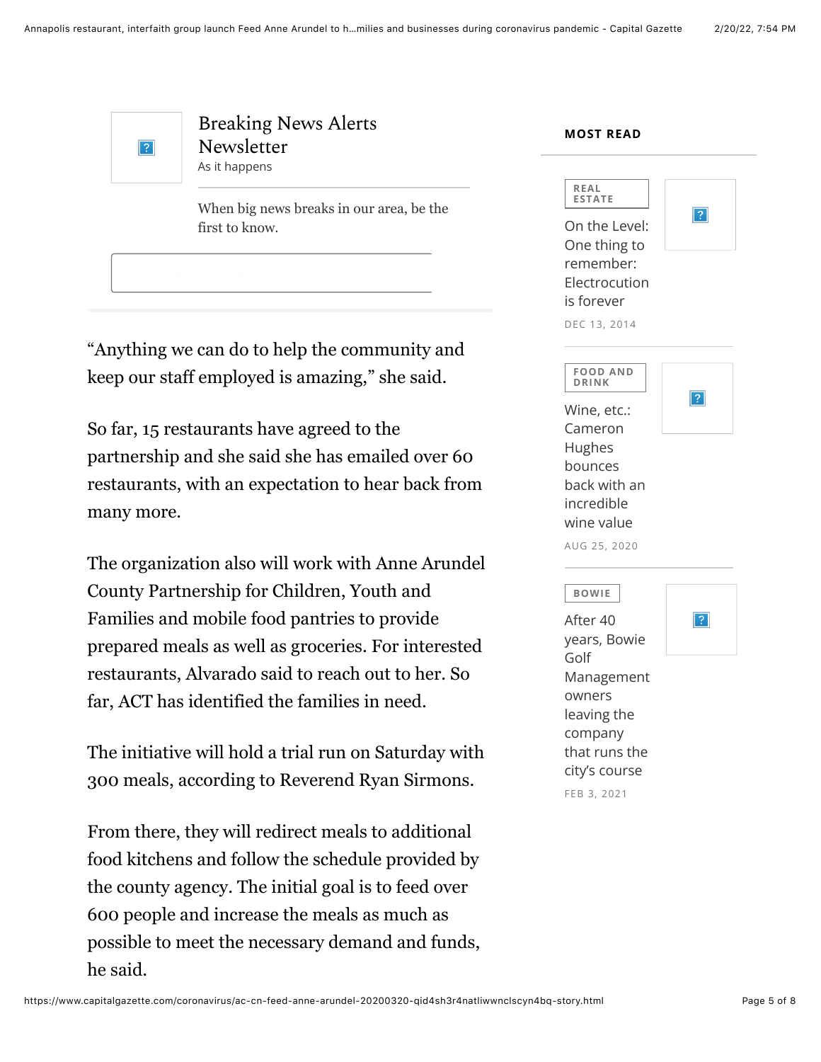Breaking News Alerts Newsletter

As it happens

When big news breaks in our area, be the first to know.

"Anything we can do to help the community and keep our staff employed is amazing," she said.

So far, 15 restaurants have agreed to the partnership and she said she has emailed over 60 restaurants, with an expectation to hear back from many more.

The organization also will work with Anne Arundel County Partnership for Children, Youth and Families and mobile food pantries to provide prepared meals as well as groceries. For interested restaurants, Alvarado said to reach out to her. So far, ACT has identified the families in need.

The initiative will hold a trial run on Saturday with 300 meals, according to Reverend Ryan Sirmons.

From there, they will redirect meals to additional food kitchens and follow the schedule provided by the county agency. The initial goal is to feed over 600 people and increase the meals as much as possible to meet the necessary demand and funds, he said.

**MOST READ**

REAL ESTATE

On the Level: One thing to remember: Electrocution is forever

DEC 13, 2014

FOOD AND DRINK

Wine, etc.: Cameron Hughes bounces back with an incredible wine value

AUG 25, 2020

BOWIE

After 40 years, Bowie Golf Management owners leaving the company that runs the city's course

FEB 3, 2021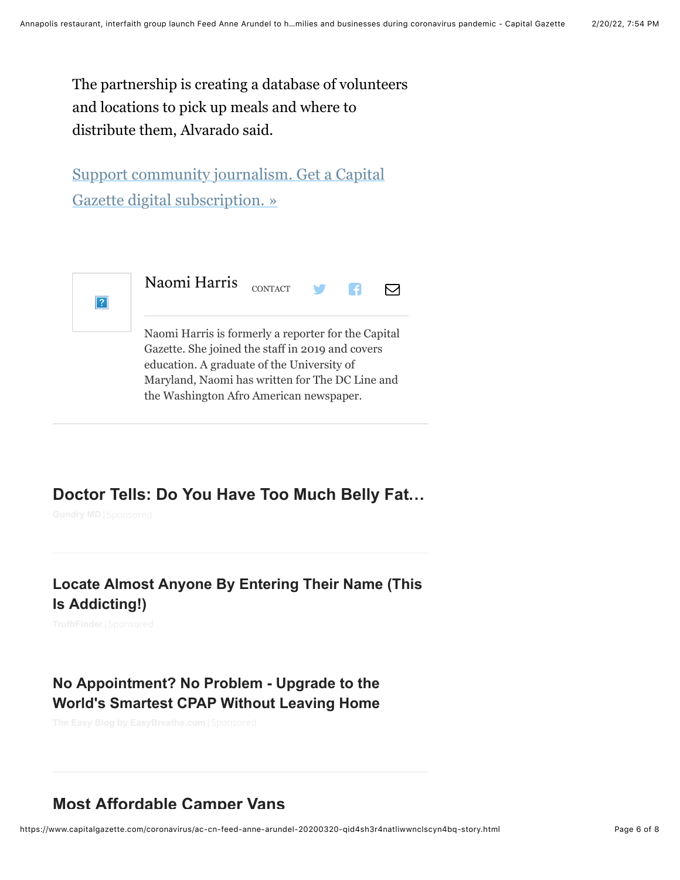The partnership is creating a database of volunteers and locations to pick up meals and where to distribute them, Alvarado said.

[Support community journalism. Get a Capital Gazette digital subscription. »]

Naomi Harris CONTACT

Naomi Harris is formerly a reporter for the Capital Gazette. She joined the staff in 2019 and covers education. A graduate of the University of Maryland, Naomi has written for The DC Line and the Washington Afro American newspaper.

**Doctor Tells: Do You Have Too Much Belly Fat…**

Gundry MD | Sponsored

**Locate Almost Anyone By Entering Their Name (This Is Addicting!)**

TruthFinder | Sponsored

**No Appointment? No Problem - Upgrade to the World's Smartest CPAP Without Leaving Home**

The Easy Blog by EasyBreathe.com | Sponsored

**Most Affordable Camper Vans**